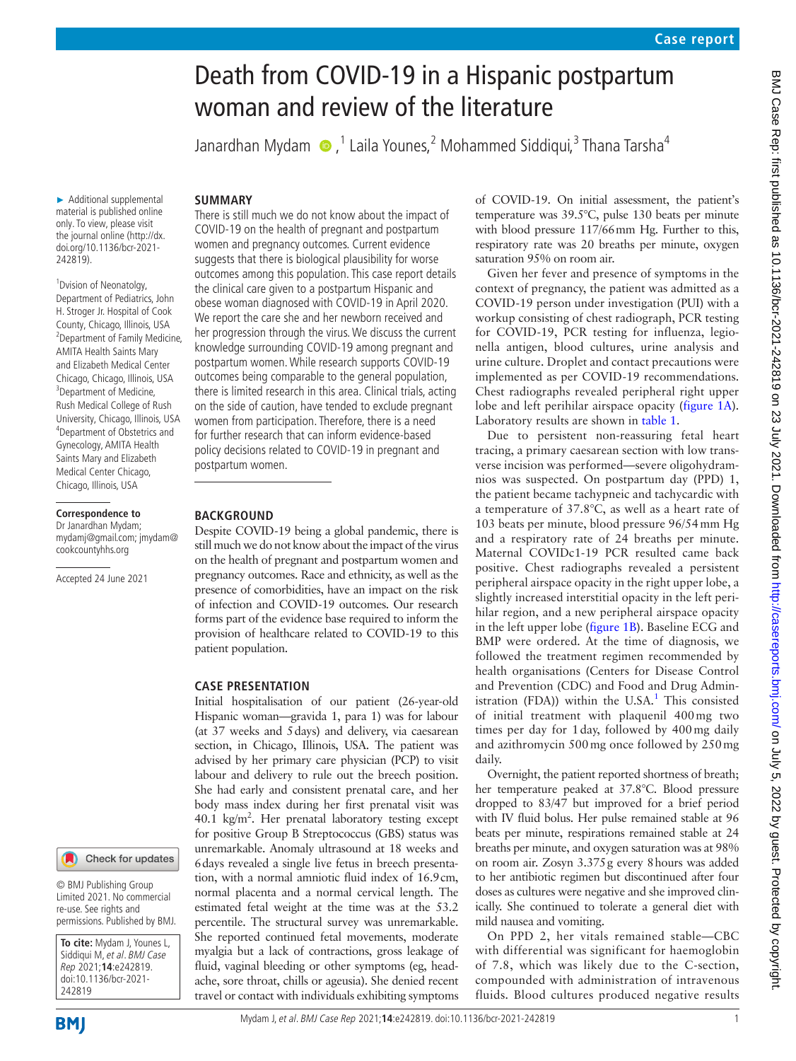# Death from COVID-19 in a Hispanic postpartum woman and review of the literature

Janardhan Mydam,[1] Laila Younes,[2] Mohammed Siddiqui,[3] Thana Tarsha[4]

► Additional supplemental material is published online only. To view, please visit the journal online (http://dx.doi.org/10.1136/bcr-2021-242819).

[1]Dvision of Neonatolgy, Department of Pediatrics, John H. Stroger Jr. Hospital of Cook County, Chicago, Illinois, USA
[2]Department of Family Medicine, AMITA Health Saints Mary and Elizabeth Medical Center Chicago, Chicago, Illinois, USA
[3]Department of Medicine, Rush Medical College of Rush University, Chicago, Illinois, USA
[4]Department of Obstetrics and Gynecology, AMITA Health Saints Mary and Elizabeth Medical Center Chicago, Chicago, Illinois, USA

**Correspondence to**
Dr Janardhan Mydam; mydamj@gmail.com; jmydam@cookcountyhhs.org

Accepted 24 June 2021

© BMJ Publishing Group Limited 2021. No commercial re-use. See rights and permissions. Published by BMJ.

**To cite:** Mydam J, Younes L, Siddiqui M, *et al*. *BMJ Case Rep* 2021;**14**:e242819. doi:10.1136/bcr-2021-242819

## SUMMARY

There is still much we do not know about the impact of COVID-19 on the health of pregnant and postpartum women and pregnancy outcomes. Current evidence suggests that there is biological plausibility for worse outcomes among this population. This case report details the clinical care given to a postpartum Hispanic and obese woman diagnosed with COVID-19 in April 2020. We report the care she and her newborn received and her progression through the virus. We discuss the current knowledge surrounding COVID-19 among pregnant and postpartum women. While research supports COVID-19 outcomes being comparable to the general population, there is limited research in this area. Clinical trials, acting on the side of caution, have tended to exclude pregnant women from participation. Therefore, there is a need for further research that can inform evidence-based policy decisions related to COVID-19 in pregnant and postpartum women.

## BACKGROUND

Despite COVID-19 being a global pandemic, there is still much we do not know about the impact of the virus on the health of pregnant and postpartum women and pregnancy outcomes. Race and ethnicity, as well as the presence of comorbidities, have an impact on the risk of infection and COVID-19 outcomes. Our research forms part of the evidence base required to inform the provision of healthcare related to COVID-19 to this patient population.

## CASE PRESENTATION

Initial hospitalisation of our patient (26-year-old Hispanic woman—gravida 1, para 1) was for labour (at 37 weeks and 5 days) and delivery, via caesarean section, in Chicago, Illinois, USA. The patient was advised by her primary care physician (PCP) to visit labour and delivery to rule out the breech position. She had early and consistent prenatal care, and her body mass index during her first prenatal visit was 40.1 kg/m$^2$. Her prenatal laboratory testing except for positive Group B Streptococcus (GBS) status was unremarkable. Anomaly ultrasound at 18 weeks and 6 days revealed a single live fetus in breech presentation, with a normal amniotic fluid index of 16.9 cm, normal placenta and a normal cervical length. The estimated fetal weight at the time was at the 53.2 percentile. The structural survey was unremarkable. She reported continued fetal movements, moderate myalgia but a lack of contractions, gross leakage of fluid, vaginal bleeding or other symptoms (eg, headache, sore throat, chills or ageusia). She denied recent travel or contact with individuals exhibiting symptoms of COVID-19. On initial assessment, the patient's temperature was 39.5°C, pulse 130 beats per minute with blood pressure 117/66 mm Hg. Further to this, respiratory rate was 20 breaths per minute, oxygen saturation 95% on room air.

Given her fever and presence of symptoms in the context of pregnancy, the patient was admitted as a COVID-19 person under investigation (PUI) with a workup consisting of chest radiograph, PCR testing for COVID-19, PCR testing for influenza, legionella antigen, blood cultures, urine analysis and urine culture. Droplet and contact precautions were implemented as per COVID-19 recommendations. Chest radiographs revealed peripheral right upper lobe and left perihilar airspace opacity (figure 1A). Laboratory results are shown in table 1.

Due to persistent non-reassuring fetal heart tracing, a primary caesarean section with low transverse incision was performed—severe oligohydramnios was suspected. On postpartum day (PPD) 1, the patient became tachypneic and tachycardic with a temperature of 37.8°C, as well as a heart rate of 103 beats per minute, blood pressure 96/54 mm Hg and a respiratory rate of 24 breaths per minute. Maternal COVIDc1-19 PCR resulted came back positive. Chest radiographs revealed a persistent peripheral airspace opacity in the right upper lobe, a slightly increased interstitial opacity in the left perihilar region, and a new peripheral airspace opacity in the left upper lobe (figure 1B). Baseline ECG and BMP were ordered. At the time of diagnosis, we followed the treatment regimen recommended by health organisations (Centers for Disease Control and Prevention (CDC) and Food and Drug Administration (FDA)) within the U.SA.[1] This consisted of initial treatment with plaquenil 400 mg two times per day for 1 day, followed by 400 mg daily and azithromycin 500 mg once followed by 250 mg daily.

Overnight, the patient reported shortness of breath; her temperature peaked at 37.8°C. Blood pressure dropped to 83/47 but improved for a brief period with IV fluid bolus. Her pulse remained stable at 96 beats per minute, respirations remained stable at 24 breaths per minute, and oxygen saturation was at 98% on room air. Zosyn 3.375 g every 8 hours was added to her antibiotic regimen but discontinued after four doses as cultures were negative and she improved clinically. She continued to tolerate a general diet with mild nausea and vomiting.

On PPD 2, her vitals remained stable—CBC with differential was significant for haemoglobin of 7.8, which was likely due to the C-section, compounded with administration of intravenous fluids. Blood cultures produced negative results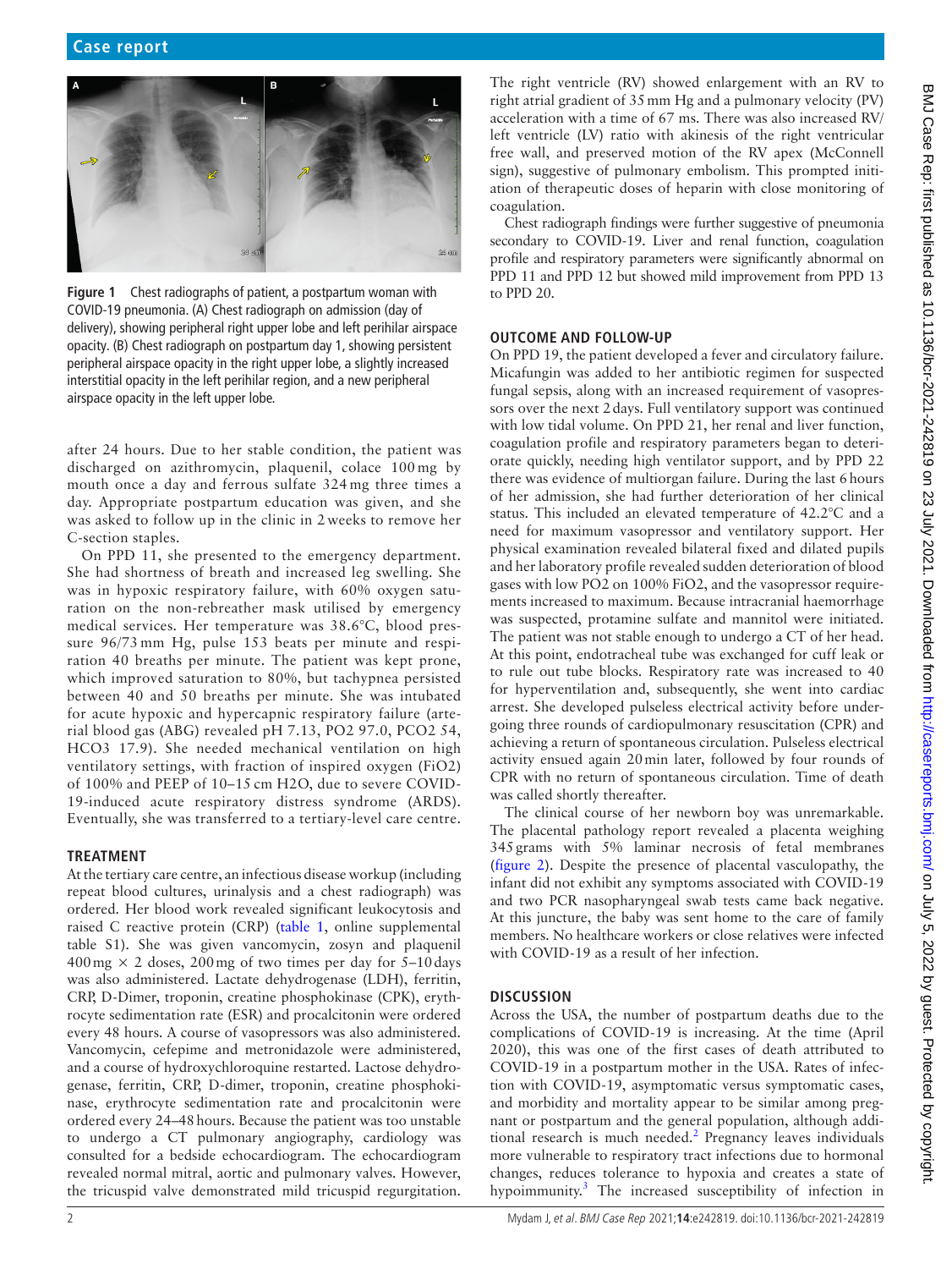Figure 1 Chest radiographs of patient, a postpartum woman with COVID-19 pneumonia. (A) Chest radiograph on admission (day of delivery), showing peripheral right upper lobe and left perihilar airspace opacity. (B) Chest radiograph on postpartum day 1, showing persistent peripheral airspace opacity in the right upper lobe, a slightly increased interstitial opacity in the left perihilar region, and a new peripheral airspace opacity in the left upper lobe.

after 24 hours. Due to her stable condition, the patient was discharged on azithromycin, plaquenil, colace 100 mg by mouth once a day and ferrous sulfate 324 mg three times a day. Appropriate postpartum education was given, and she was asked to follow up in the clinic in 2 weeks to remove her C-section staples.

On PPD 11, she presented to the emergency department. She had shortness of breath and increased leg swelling. She was in hypoxic respiratory failure, with 60% oxygen saturation on the non-rebreather mask utilised by emergency medical services. Her temperature was 38.6°C, blood pressure 96/73 mm Hg, pulse 153 beats per minute and respiration 40 breaths per minute. The patient was kept prone, which improved saturation to 80%, but tachypnea persisted between 40 and 50 breaths per minute. She was intubated for acute hypoxic and hypercapnic respiratory failure (arterial blood gas (ABG) revealed pH 7.13, PO2 97.0, PCO2 54, HCO3 17.9). She needed mechanical ventilation on high ventilatory settings, with fraction of inspired oxygen (FiO2) of 100% and PEEP of 10–15 cm H2O, due to severe COVID-19-induced acute respiratory distress syndrome (ARDS). Eventually, she was transferred to a tertiary-level care centre.

## TREATMENT

At the tertiary care centre, an infectious disease workup (including repeat blood cultures, urinalysis and a chest radiograph) was ordered. Her blood work revealed significant leukocytosis and raised C reactive protein (CRP) (table 1, online supplemental table S1). She was given vancomycin, zosyn and plaquenil 400 mg × 2 doses, 200 mg of two times per day for 5–10 days was also administered. Lactate dehydrogenase (LDH), ferritin, CRP, D-Dimer, troponin, creatine phosphokinase (CPK), erythrocyte sedimentation rate (ESR) and procalcitonin were ordered every 48 hours. A course of vasopressors was also administered. Vancomycin, cefepime and metronidazole were administered, and a course of hydroxychloroquine restarted. Lactose dehydrogenase, ferritin, CRP, D-dimer, troponin, creatine phosphokinase, erythrocyte sedimentation rate and procalcitonin were ordered every 24–48 hours. Because the patient was too unstable to undergo a CT pulmonary angiography, cardiology was consulted for a bedside echocardiogram. The echocardiogram revealed normal mitral, aortic and pulmonary valves. However, the tricuspid valve demonstrated mild tricuspid regurgitation. The right ventricle (RV) showed enlargement with an RV to right atrial gradient of 35 mm Hg and a pulmonary velocity (PV) acceleration with a time of 67 ms. There was also increased RV/left ventricle (LV) ratio with akinesis of the right ventricular free wall, and preserved motion of the RV apex (McConnell sign), suggestive of pulmonary embolism. This prompted initiation of therapeutic doses of heparin with close monitoring of coagulation.

Chest radiograph findings were further suggestive of pneumonia secondary to COVID-19. Liver and renal function, coagulation profile and respiratory parameters were significantly abnormal on PPD 11 and PPD 12 but showed mild improvement from PPD 13 to PPD 20.

## OUTCOME AND FOLLOW-UP

On PPD 19, the patient developed a fever and circulatory failure. Micafungin was added to her antibiotic regimen for suspected fungal sepsis, along with an increased requirement of vasopressors over the next 2 days. Full ventilatory support was continued with low tidal volume. On PPD 21, her renal and liver function, coagulation profile and respiratory parameters began to deteriorate quickly, needing high ventilator support, and by PPD 22 there was evidence of multiorgan failure. During the last 6 hours of her admission, she had further deterioration of her clinical status. This included an elevated temperature of 42.2°C and a need for maximum vasopressor and ventilatory support. Her physical examination revealed bilateral fixed and dilated pupils and her laboratory profile revealed sudden deterioration of blood gases with low PO2 on 100% FiO2, and the vasopressor requirements increased to maximum. Because intracranial haemorrhage was suspected, protamine sulfate and mannitol were initiated. The patient was not stable enough to undergo a CT of her head. At this point, endotracheal tube was exchanged for cuff leak or to rule out tube blocks. Respiratory rate was increased to 40 for hyperventilation and, subsequently, she went into cardiac arrest. She developed pulseless electrical activity before undergoing three rounds of cardiopulmonary resuscitation (CPR) and achieving a return of spontaneous circulation. Pulseless electrical activity ensued again 20 min later, followed by four rounds of CPR with no return of spontaneous circulation. Time of death was called shortly thereafter.

The clinical course of her newborn boy was unremarkable. The placental pathology report revealed a placenta weighing 345 grams with 5% laminar necrosis of fetal membranes (figure 2). Despite the presence of placental vasculopathy, the infant did not exhibit any symptoms associated with COVID-19 and two PCR nasopharyngeal swab tests came back negative. At this juncture, the baby was sent home to the care of family members. No healthcare workers or close relatives were infected with COVID-19 as a result of her infection.

## DISCUSSION

Across the USA, the number of postpartum deaths due to the complications of COVID-19 is increasing. At the time (April 2020), this was one of the first cases of death attributed to COVID-19 in a postpartum mother in the USA. Rates of infection with COVID-19, asymptomatic versus symptomatic cases, and morbidity and mortality appear to be similar among pregnant or postpartum and the general population, although additional research is much needed.[2] Pregnancy leaves individuals more vulnerable to respiratory tract infections due to hormonal changes, reduces tolerance to hypoxia and creates a state of hypoimmunity.[3] The increased susceptibility of infection in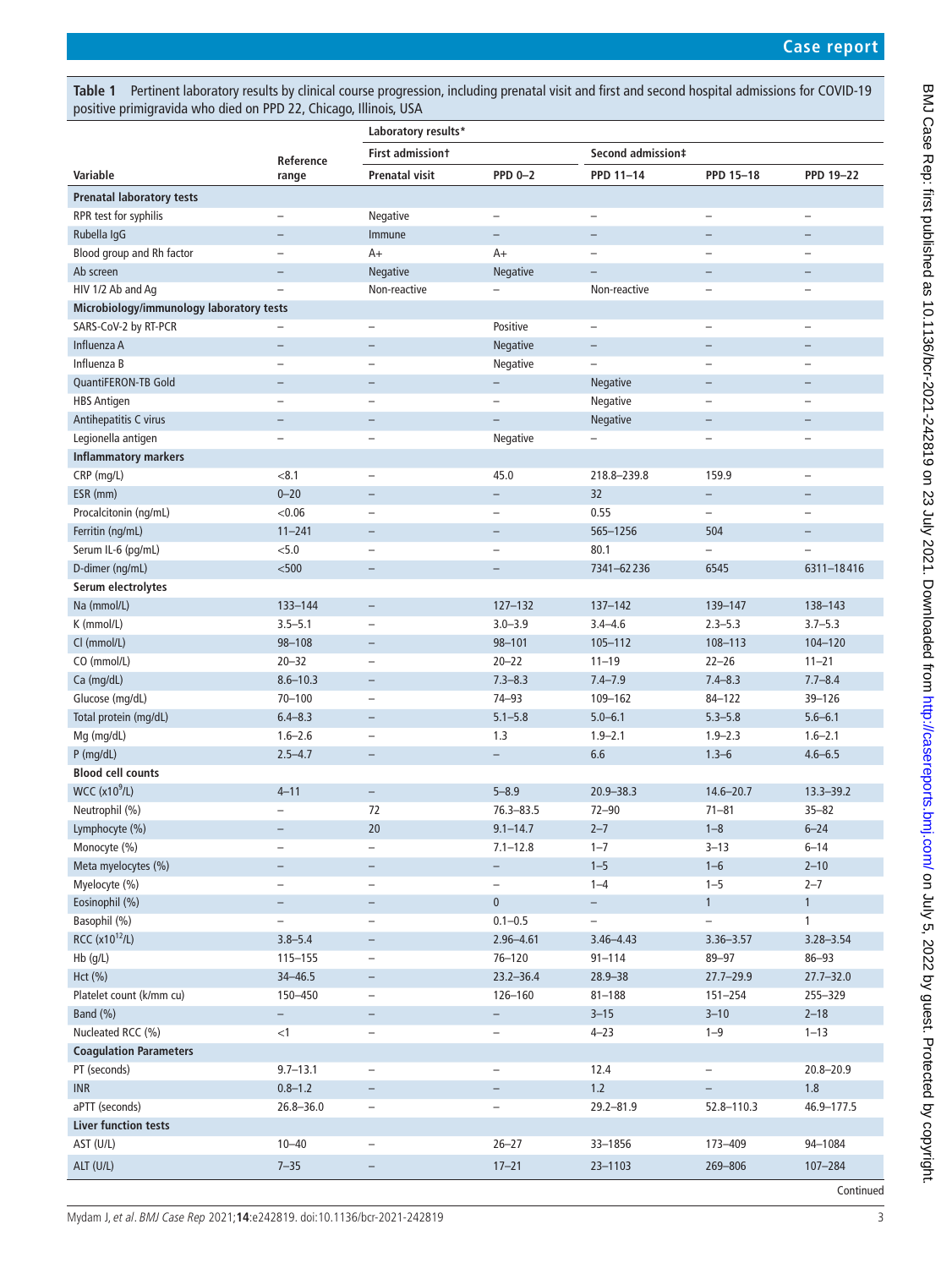**Table 1** Pertinent laboratory results by clinical course progression, including prenatal visit and first and second hospital admissions for COVID-19 positive primigravida who died on PPD 22, Chicago, Illinois, USA

| Variable | Reference range | Laboratory results* | | | | |
|---|---|---|---|---|---|---|
| | | First admission† | | Second admission‡ | | |
| | | Prenatal visit | PPD 0–2 | PPD 11–14 | PPD 15–18 | PPD 19–22 |
| **Prenatal laboratory tests** | | | | | | |
| RPR test for syphilis | – | Negative | – | – | – | – |
| Rubella IgG | – | Immune | – | – | – | – |
| Blood group and Rh factor | – | A+ | A+ | – | – | – |
| Ab screen | – | Negative | Negative | – | – | – |
| HIV 1/2 Ab and Ag | – | Non-reactive | – | Non-reactive | – | – |
| **Microbiology/immunology laboratory tests** | | | | | | |
| SARS-CoV-2 by RT-PCR | – | – | Positive | – | – | – |
| Influenza A | – | – | Negative | – | – | – |
| Influenza B | – | – | Negative | – | – | – |
| QuantiFERON-TB Gold | – | – | – | Negative | – | – |
| HBS Antigen | – | – | – | Negative | – | – |
| Antihepatitis C virus | – | – | – | Negative | – | – |
| Legionella antigen | – | – | Negative | – | – | – |
| **Inflammatory markers** | | | | | | |
| CRP (mg/L) | <8.1 | – | 45.0 | 218.8–239.8 | 159.9 | – |
| ESR (mm) | 0–20 | – | – | 32 | – | – |
| Procalcitonin (ng/mL) | <0.06 | – | – | 0.55 | – | – |
| Ferritin (ng/mL) | 11–241 | – | – | 565–1256 | 504 | – |
| Serum IL-6 (pg/mL) | <5.0 | – | – | 80.1 | – | – |
| D-dimer (ng/mL) | <500 | – | – | 7341–62 236 | 6545 | 6311–18 416 |
| **Serum electrolytes** | | | | | | |
| Na (mmol/L) | 133–144 | – | 127–132 | 137–142 | 139–147 | 138–143 |
| K (mmol/L) | 3.5–5.1 | – | 3.0–3.9 | 3.4–4.6 | 2.3–5.3 | 3.7–5.3 |
| Cl (mmol/L) | 98–108 | – | 98–101 | 105–112 | 108–113 | 104–120 |
| CO (mmol/L) | 20–32 | – | 20–22 | 11–19 | 22–26 | 11–21 |
| Ca (mg/dL) | 8.6–10.3 | – | 7.3–8.3 | 7.4–7.9 | 7.4–8.3 | 7.7–8.4 |
| Glucose (mg/dL) | 70–100 | – | 74–93 | 109–162 | 84–122 | 39–126 |
| Total protein (mg/dL) | 6.4–8.3 | – | 5.1–5.8 | 5.0–6.1 | 5.3–5.8 | 5.6–6.1 |
| Mg (mg/dL) | 1.6–2.6 | – | 1.3 | 1.9–2.1 | 1.9–2.3 | 1.6–2.1 |
| P (mg/dL) | 2.5–4.7 | – | – | 6.6 | 1.3–6 | 4.6–6.5 |
| **Blood cell counts** | | | | | | |
| WCC ($x10^9/L$) | 4–11 | – | 5–8.9 | 20.9–38.3 | 14.6–20.7 | 13.3–39.2 |
| Neutrophil (%) | – | 72 | 76.3–83.5 | 72–90 | 71–81 | 35–82 |
| Lymphocyte (%) | – | 20 | 9.1–14.7 | 2–7 | 1–8 | 6–24 |
| Monocyte (%) | – | – | 7.1–12.8 | 1–7 | 3–13 | 6–14 |
| Meta myelocytes (%) | – | – | – | 1–5 | 1–6 | 2–10 |
| Myelocyte (%) | – | – | – | 1–4 | 1–5 | 2–7 |
| Eosinophil (%) | – | – | 0 | – | 1 | 1 |
| Basophil (%) | – | – | 0.1–0.5 | – | – | 1 |
| RCC ($x10^{12}/L$) | 3.8–5.4 | – | 2.96–4.61 | 3.46–4.43 | 3.36–3.57 | 3.28–3.54 |
| Hb (g/L) | 115–155 | – | 76–120 | 91–114 | 89–97 | 86–93 |
| Hct (%) | 34–46.5 | – | 23.2–36.4 | 28.9–38 | 27.7–29.9 | 27.7–32.0 |
| Platelet count (k/mm cu) | 150–450 | – | 126–160 | 81–188 | 151–254 | 255–329 |
| Band (%) | – | – | – | 3–15 | 3–10 | 2–18 |
| Nucleated RCC (%) | <1 | – | – | 4–23 | 1–9 | 1–13 |
| **Coagulation Parameters** | | | | | | |
| PT (seconds) | 9.7–13.1 | – | – | 12.4 | – | 20.8–20.9 |
| INR | 0.8–1.2 | – | – | 1.2 | – | 1.8 |
| aPTT (seconds) | 26.8–36.0 | – | – | 29.2–81.9 | 52.8–110.3 | 46.9–177.5 |
| **Liver function tests** | | | | | | |
| AST (U/L) | 10–40 | – | 26–27 | 33–1856 | 173–409 | 94–1084 |
| ALT (U/L) | 7–35 | – | 17–21 | 23–1103 | 269–806 | 107–284 |

Continued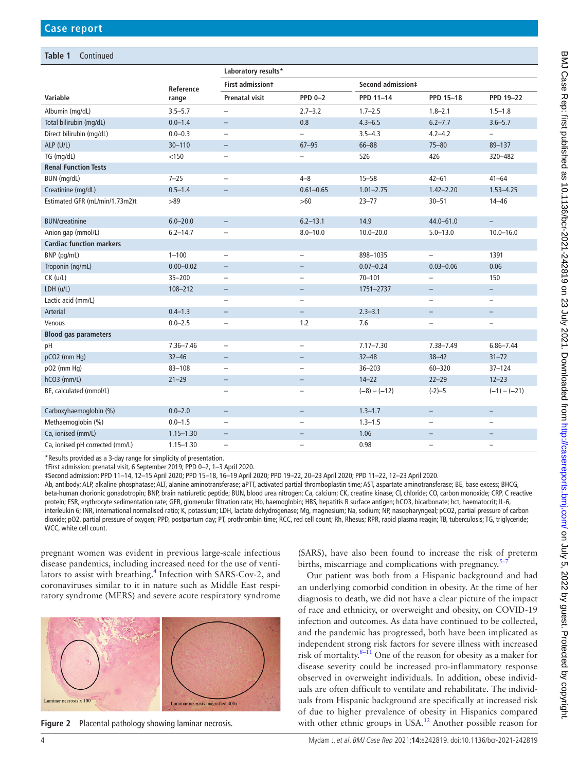**Table 1** Continued

| Variable | Reference range | Laboratory results* | | | | |
|---|---|---|---|---|---|---|
| | | First admission† | | Second admission‡ | | |
| | | Prenatal visit | PPD 0–2 | PPD 11–14 | PPD 15–18 | PPD 19–22 |
| Albumin (mg/dL) | 3.5–5.7 | – | 2.7–3.2 | 1.7–2.5 | 1.8–2.1 | 1.5–1.8 |
| Total bilirubin (mg/dL) | 0.0–1.4 | – | 0.8 | 4.3–6.5 | 6.2–7.7 | 3.6–5.7 |
| Direct bilirubin (mg/dL) | 0.0–0.3 | – | – | 3.5–4.3 | 4.2–4.2 | – |
| ALP (U/L) | 30–110 | – | 67–95 | 66–88 | 75–80 | 89–137 |
| TG (mg/dL) | <150 | – | – | 526 | 426 | 320–482 |
| **Renal Function Tests** | | | | | | |
| BUN (mg/dL) | 7–25 | – | 4–8 | 15–58 | 42–61 | 41–64 |
| Creatinine (mg/dL) | 0.5–1.4 | – | 0.61–0.65 | 1.01–2.75 | 1.42–2.20 | 1.53–4.25 |
| Estimated GFR (mL/min/1.73m2)t | >89 | | >60 | 23–77 | 30–51 | 14–46 |
| BUN/creatinine | 6.0–20.0 | – | 6.2–13.1 | 14.9 | 44.0–61.0 | – |
| Anion gap (mmol/L) | 6.2–14.7 | – | 8.0–10.0 | 10.0–20.0 | 5.0–13.0 | 10.0–16.0 |
| **Cardiac function markers** | | | | | | |
| BNP (pg/mL) | 1–100 | – | – | 898–1035 | – | 1391 |
| Troponin (ng/mL) | 0.00–0.02 | – | – | 0.07–0.24 | 0.03–0.06 | 0.06 |
| CK (u/L) | 35–200 | – | – | 70–101 | – | 150 |
| LDH (u/L) | 108–212 | – | – | 1751–2737 | – | – |
| Lactic acid (mm/L) | | – | – | | – | – |
| Arterial | 0.4–1.3 | – | – | 2.3–3.1 | – | – |
| Venous | 0.0–2.5 | – | 1.2 | 7.6 | – | – |
| **Blood gas parameters** | | | | | | |
| pH | 7.36–7.46 | – | – | 7.17–7.30 | 7.38–7.49 | 6.86–7.44 |
| pCO2 (mm Hg) | 32–46 | – | – | 32–48 | 38–42 | 31–72 |
| pO2 (mm Hg) | 83–108 | – | – | 36–203 | 60–320 | 37–124 |
| hCO3 (mm/L) | 21–29 | – | – | 14–22 | 22–29 | 12–23 |
| BE, calculated (mmol/L) | | – | – | (−8) – (−12) | (-2)–5 | (−1) – (−21) |
| Carboxyhaemoglobin (%) | 0.0–2.0 | – | – | 1.3–1.7 | – | – |
| Methaemoglobin (%) | 0.0–1.5 | – | – | 1.3–1.5 | – | – |
| Ca, ionised (mm/L) | 1.15–1.30 | – | – | 1.06 | – | – |
| Ca, ionised pH corrected (mm/L) | 1.15–1.30 | – | – | 0.98 | – | – |

*Results provided as a 3-day range for simplicity of presentation.
†First admission: prenatal visit, 6 September 2019; PPD 0–2, 1–3 April 2020.
‡Second admission: PPD 11–14, 12–15 April 2020; PPD 15–18, 16–19 April 2020; PPD 19–22, 20–23 April 2020; PPD 11–22, 12–23 April 2020.
Ab, antibody; ALP, alkaline phosphatase; ALT, alanine aminotransferase; aPTT, activated partial thromboplastin time; AST, aspartate aminotransferase; BE, base excess; BHCG, beta-human chorionic gonadotropin; BNP, brain natriuretic peptide; BUN, blood urea nitrogen; Ca, calcium; CK, creatine kinase; Cl, chloride; CO, carbon monoxide; CRP, C reactive protein; ESR, erythrocyte sedimentation rate; GFR, glomerular filtration rate; Hb, haemoglobin; HBS, hepatitis B surface antigen; hCO3, bicarbonate; hct, haematocrit; IL-6, interleukin 6; INR, international normalised ratio; K, potassium; LDH, lactate dehydrogenase; Mg, magnesium; Na, sodium; NP, nasopharyngeal; pCO2, partial pressure of carbon dioxide; pO2, partial pressure of oxygen; PPD, postpartum day; PT, prothrombin time; RCC, red cell count; Rh, Rhesus; RPR, rapid plasma reagin; TB, tuberculosis; TG, triglyceride; WCC, white cell count.

pregnant women was evident in previous large-scale infectious disease pandemics, including increased need for the use of ventilators to assist with breathing.[4] Infection with SARS-Cov-2, and coronaviruses similar to it in nature such as Middle East respiratory syndrome (MERS) and severe acute respiratory syndrome (SARS), have also been found to increase the risk of preterm births, miscarriage and complications with pregnancy.[5–7]

Figure 2 Placental pathology showing laminar necrosis.

Our patient was both from a Hispanic background and had an underlying comorbid condition in obesity. At the time of her diagnosis to death, we did not have a clear picture of the impact of race and ethnicity, or overweight and obesity, on COVID-19 infection and outcomes. As data have continued to be collected, and the pandemic has progressed, both have been implicated as independent strong risk factors for severe illness with increased risk of mortality.[8–11] One of the reason for obesity as a maker for disease severity could be increased pro-inflammatory response observed in overweight individuals. In addition, obese individuals are often difficult to ventilate and rehabilitate. The individuals from Hispanic background are specifically at increased risk of due to higher prevalence of obesity in Hispanics compared with other ethnic groups in USA.[12] Another possible reason for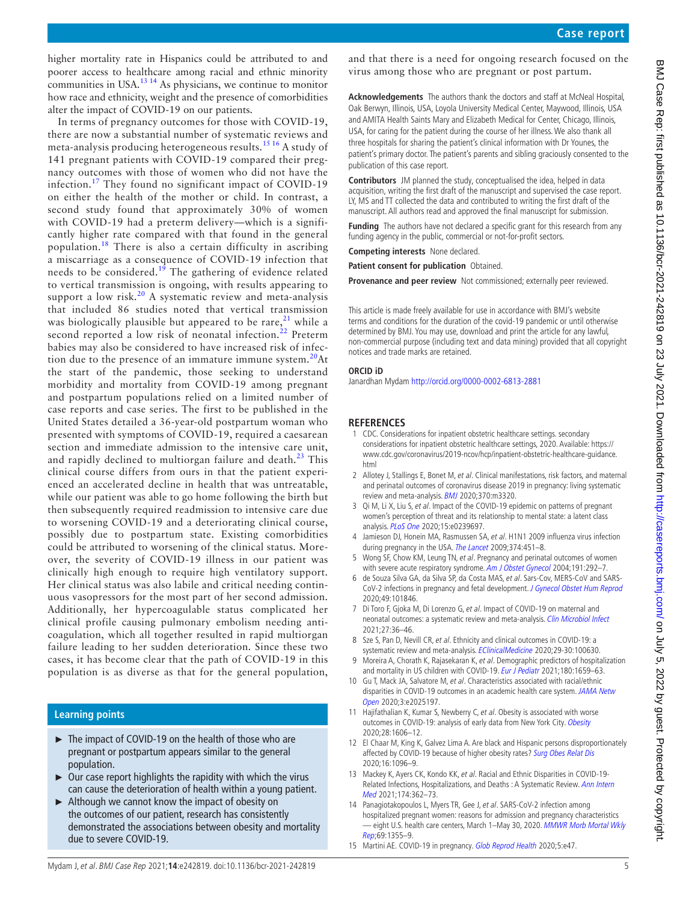higher mortality rate in Hispanics could be attributed to and poorer access to healthcare among racial and ethnic minority communities in USA.[13 14] As physicians, we continue to monitor how race and ethnicity, weight and the presence of comorbidities alter the impact of COVID-19 on our patients.

In terms of pregnancy outcomes for those with COVID-19, there are now a substantial number of systematic reviews and meta-analysis producing heterogeneous results.[15 16] A study of 141 pregnant patients with COVID-19 compared their pregnancy outcomes with those of women who did not have the infection.[17] They found no significant impact of COVID-19 on either the health of the mother or child. In contrast, a second study found that approximately 30% of women with COVID-19 had a preterm delivery—which is a significantly higher rate compared with that found in the general population.[18] There is also a certain difficulty in ascribing a miscarriage as a consequence of COVID-19 infection that needs to be considered.[19] The gathering of evidence related to vertical transmission is ongoing, with results appearing to support a low risk.[20] A systematic review and meta-analysis that included 86 studies noted that vertical transmission was biologically plausible but appeared to be rare,[21] while a second reported a low risk of neonatal infection.[22] Preterm babies may also be considered to have increased risk of infection due to the presence of an immature immune system.[20]At the start of the pandemic, those seeking to understand morbidity and mortality from COVID-19 among pregnant and postpartum populations relied on a limited number of case reports and case series. The first to be published in the United States detailed a 36-year-old postpartum woman who presented with symptoms of COVID-19, required a caesarean section and immediate admission to the intensive care unit, and rapidly declined to multiorgan failure and death.[23] This clinical course differs from ours in that the patient experienced an accelerated decline in health that was untreatable, while our patient was able to go home following the birth but then subsequently required readmission to intensive care due to worsening COVID-19 and a deteriorating clinical course, possibly due to postpartum state. Existing comorbidities could be attributed to worsening of the clinical status. Moreover, the severity of COVID-19 illness in our patient was clinically high enough to require high ventilatory support. Her clinical status was also labile and critical needing continuous vasopressors for the most part of her second admission. Additionally, her hypercoagulable status complicated her clinical profile causing pulmonary embolism needing anticoagulation, which all together resulted in rapid multiorgan failure leading to her sudden deterioration. Since these two cases, it has become clear that the path of COVID-19 in this population is as diverse as that for the general population, and that there is a need for ongoing research focused on the virus among those who are pregnant or post partum.

## Learning points

- The impact of COVID-19 on the health of those who are pregnant or postpartum appears similar to the general population.
- Our case report highlights the rapidity with which the virus can cause the deterioration of health within a young patient.
- Although we cannot know the impact of obesity on the outcomes of our patient, research has consistently demonstrated the associations between obesity and mortality due to severe COVID-19.

**Acknowledgements** The authors thank the doctors and staff at McNeal Hospital, Oak Berwyn, Illinois, USA, Loyola University Medical Center, Maywood, Illinois, USA and AMITA Health Saints Mary and Elizabeth Medical for Center, Chicago, Illinois, USA, for caring for the patient during the course of her illness. We also thank all three hospitals for sharing the patient's clinical information with Dr Younes, the patient's primary doctor. The patient's parents and sibling graciously consented to the publication of this case report.

**Contributors** JM planned the study, conceptualised the idea, helped in data acquisition, writing the first draft of the manuscript and supervised the case report. LY, MS and TT collected the data and contributed to writing the first draft of the manuscript. All authors read and approved the final manuscript for submission.

**Funding** The authors have not declared a specific grant for this research from any funding agency in the public, commercial or not-for-profit sectors.

**Competing interests** None declared.

**Patient consent for publication** Obtained.

**Provenance and peer review** Not commissioned; externally peer reviewed.

This article is made freely available for use in accordance with BMJ's website terms and conditions for the duration of the covid-19 pandemic or until otherwise determined by BMJ. You may use, download and print the article for any lawful, non-commercial purpose (including text and data mining) provided that all copyright notices and trade marks are retained.

### ORCID iD

Janardhan Mydam http://orcid.org/0000-0002-6813-2881

## REFERENCES

1. CDC. Considerations for inpatient obstetric healthcare settings. secondary considerations for inpatient obstetric healthcare settings, 2020. Available: https://www.cdc.gov/coronavirus/2019-ncov/hcp/inpatient-obstetric-healthcare-guidance.html
2. Allotey J, Stallings E, Bonet M, *et al*. Clinical manifestations, risk factors, and maternal and perinatal outcomes of coronavirus disease 2019 in pregnancy: living systematic review and meta-analysis. *BMJ* 2020;370:m3320.
3. Qi M, Li X, Liu S, *et al*. Impact of the COVID-19 epidemic on patterns of pregnant women's perception of threat and its relationship to mental state: a latent class analysis. *PLoS One* 2020;15:e0239697.
4. Jamieson DJ, Honein MA, Rasmussen SA, *et al*. H1N1 2009 influenza virus infection during pregnancy in the USA. *The Lancet* 2009;374:451–8.
5. Wong SF, Chow KM, Leung TN, *et al*. Pregnancy and perinatal outcomes of women with severe acute respiratory syndrome. *Am J Obstet Gynecol* 2004;191:292–7.
6. de Souza Silva GA, da Silva SP, da Costa MAS, *et al*. Sars-Cov, MERS-CoV and SARS-CoV-2 infections in pregnancy and fetal development. *J Gynecol Obstet Hum Reprod* 2020;49:101846.
7. Di Toro F, Gjoka M, Di Lorenzo G, *et al*. Impact of COVID-19 on maternal and neonatal outcomes: a systematic review and meta-analysis. *Clin Microbiol Infect* 2021;27:36–46.
8. Sze S, Pan D, Nevill CR, *et al*. Ethnicity and clinical outcomes in COVID-19: a systematic review and meta-analysis. *EClinicalMedicine* 2020;29-30:100630.
9. Moreira A, Chorath K, Rajasekaran K, *et al*. Demographic predictors of hospitalization and mortality in US children with COVID-19. *Eur J Pediatr* 2021;180:1659–63.
10. Gu T, Mack JA, Salvatore M, *et al*. Characteristics associated with racial/ethnic disparities in COVID-19 outcomes in an academic health care system. *JAMA Netw Open* 2020;3:e2025197.
11. Hajifathalian K, Kumar S, Newberry C, *et al*. Obesity is associated with worse outcomes in COVID-19: analysis of early data from New York City. *Obesity* 2020;28:1606–12.
12. El Chaar M, King K, Galvez Lima A. Are black and Hispanic persons disproportionately affected by COVID-19 because of higher obesity rates? *Surg Obes Relat Dis* 2020;16:1096–9.
13. Mackey K, Ayers CK, Kondo KK, *et al*. Racial and Ethnic Disparities in COVID-19-Related Infections, Hospitalizations, and Deaths : A Systematic Review. *Ann Intern Med* 2021;174:362–73.
14. Panagiotakopoulos L, Myers TR, Gee J, *et al*. SARS-CoV-2 infection among hospitalized pregnant women: reasons for admission and pregnancy characteristics — eight U.S. health care centers, March 1–May 30, 2020. *MMWR Morb Mortal Wkly Rep*;69:1355–9.
15. Martini AE. COVID-19 in pregnancy. *Glob Reprod Health* 2020;5:e47.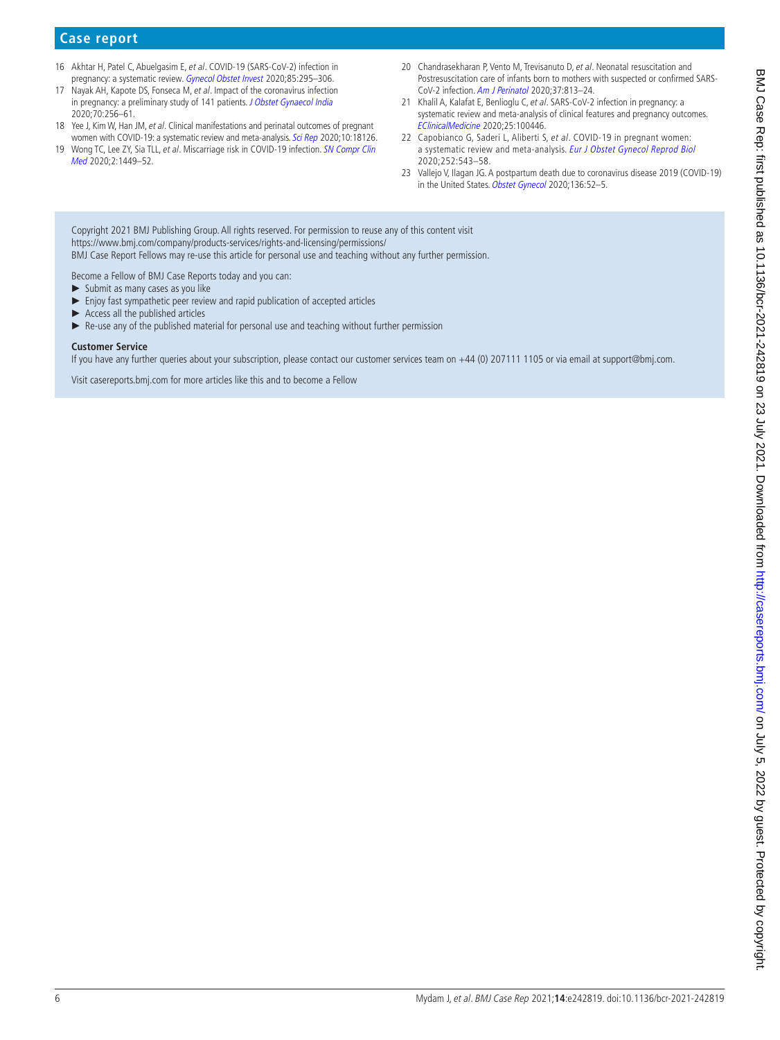16 Akhtar H, Patel C, Abuelgasim E, *et al*. COVID-19 (SARS-CoV-2) infection in pregnancy: a systematic review. *Gynecol Obstet Invest* 2020;85:295–306.

17 Nayak AH, Kapote DS, Fonseca M, *et al*. Impact of the coronavirus infection in pregnancy: a preliminary study of 141 patients. *J Obstet Gynaecol India* 2020;70:256–61.

18 Yee J, Kim W, Han JM, *et al*. Clinical manifestations and perinatal outcomes of pregnant women with COVID-19: a systematic review and meta-analysis. *Sci Rep* 2020;10:18126.

19 Wong TC, Lee ZY, Sia TLL, *et al*. Miscarriage risk in COVID-19 infection. *SN Compr Clin Med* 2020;2:1449–52.

20 Chandrasekharan P, Vento M, Trevisanuto D, *et al*. Neonatal resuscitation and Postresuscitation care of infants born to mothers with suspected or confirmed SARS-CoV-2 infection. *Am J Perinatol* 2020;37:813–24.

21 Khalil A, Kalafat E, Benlioglu C, *et al*. SARS-CoV-2 infection in pregnancy: a systematic review and meta-analysis of clinical features and pregnancy outcomes. *EClinicalMedicine* 2020;25:100446.

22 Capobianco G, Saderi L, Aliberti S, *et al*. COVID-19 in pregnant women: a systematic review and meta-analysis. *Eur J Obstet Gynecol Reprod Biol* 2020;252:543–58.

23 Vallejo V, Ilagan JG. A postpartum death due to coronavirus disease 2019 (COVID-19) in the United States. *Obstet Gynecol* 2020;136:52–5.

Copyright 2021 BMJ Publishing Group. All rights reserved. For permission to reuse any of this content visit
https://www.bmj.com/company/products-services/rights-and-licensing/permissions/
BMJ Case Report Fellows may re-use this article for personal use and teaching without any further permission.

Become a Fellow of BMJ Case Reports today and you can:

- Submit as many cases as you like
- Enjoy fast sympathetic peer review and rapid publication of accepted articles
- Access all the published articles
- Re-use any of the published material for personal use and teaching without further permission

**Customer Service**

If you have any further queries about your subscription, please contact our customer services team on +44 (0) 207111 1105 or via email at support@bmj.com.

Visit casereports.bmj.com for more articles like this and to become a Fellow